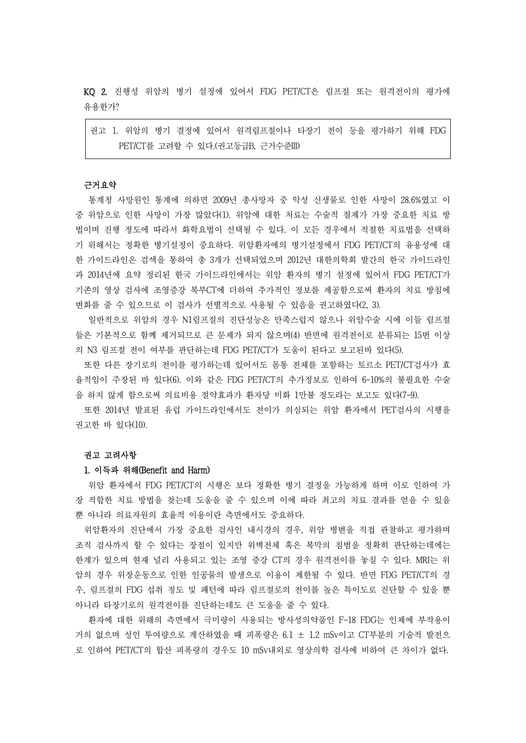**KQ 2.** 진행성 위암의 병기 설정에 있어서 FDG PET/CT은 림프절 또는 원격전이의 평가에 유용한가?

> 권고 1. 위암의 병기 결정에 있어서 원격림프절이나 타장기 전이 등을 평가하기 위해 FDG PET/CT를 고려할 수 있다.(권고등급B, 근거수준III)

### 근거요약

통계청 사망원인 통계에 의하면 2009년 총사망자 중 악성 신생물로 인한 사망이 28.6%였고 이 중 위암으로 인한 사망이 가장 많았다(1). 위암에 대한 치료는 수술적 절제가 가장 중요한 치료 방법이며 진행 정도에 따라서 화학요법이 선택될 수 있다. 이 모든 경우에서 적절한 치료법을 선택하기 위해서는 정확한 병기설정이 중요하다. 위암환자에의 병기설정에서 FDG PET/CT의 유용성에 대한 가이드라인은 검색을 통하여 총 3개가 선택되었으며 2012년 대한의학회 발간의 한국 가이드라인과 2014년에 요약 정리된 한국 가이드라인에서는 위암 환자의 병기 설정에 있어서 FDG PET/CT가 기존의 영상 검사에 조영증강 복부CT에 더하여 추가적인 정보를 제공함으로써 환자의 치료 방침에 변화를 줄 수 있으므로 이 검사가 선별적으로 사용될 수 있음을 권고하였다(2, 3).

일반적으로 위암의 경우 N1림프절의 진단성능은 만족스럽지 않으나 위암수술 시에 이들 림프절들은 기본적으로 함께 제거되므로 큰 문제가 되지 않으며(4) 반면에 원격전이로 분류되는 15번 이상의 N3 림프절 전이 여부를 판단하는데 FDG PET/CT가 도움이 된다고 보고된바 있다(5).

또한 다른 장기로의 전이를 평가하는데 있어서도 몸통 전체를 포함하는 토르소 PET/CT검사가 효율적임이 주장된 바 있다(6). 이와 같은 FDG PET/CT의 추가정보로 인하여 6-10%의 불필요한 수술을 하지 않게 함으로써 의료비용 절약효과가 환자당 미화 1만불 정도라는 보고도 있다(7-9).

또한 2014년 발표된 유럽 가이드라인에서도 전이가 의심되는 위암 환자에서 PET검사의 시행을 권고한 바 있다(10).

### 권고 고려사항

#### 1. 이득과 위해(Benefit and Harm)

위암 환자에서 FDG PET/CT의 시행은 보다 정확한 병기 결정을 가능하게 하며 이로 인하여 가장 적합한 치료 방법을 찾는데 도움을 줄 수 있으며 이에 따라 최고의 치료 결과를 얻을 수 있을 뿐 아니라 의료자원의 효율적 이용이란 측면에서도 중요하다.

위암환자의 진단에서 가장 중요한 검사인 내시경의 경우, 위암 병변을 직접 관찰하고 평가하며 조직 검사까지 할 수 있다는 장점이 있지만 위벽전체 혹은 복막의 침범을 정확히 판단하는데에는 한계가 있으며 현재 널리 사용되고 있는 조영 증강 CT의 경우 원격전이를 놓칠 수 있다. MRI는 위암의 경우 위장운동으로 인한 인공물의 발생으로 이용이 제한될 수 있다. 반면 FDG PET/CT의 경우, 림프절의 FDG 섭취 정도 및 패턴에 따라 림프절로의 전이를 높은 특이도로 진단할 수 있을 뿐 아니라 타장기로의 원격전이를 진단하는데도 큰 도움을 줄 수 있다.

환자에 대한 위해의 측면에서 극미량이 사용되는 방사성의약품인 F-18 FDG는 인체에 부작용이 거의 없으며 성인 투여량으로 계산하였을 때 피폭량은 6.1 ± 1.2 mSv이고 CT부분의 기술적 발전으로 인하여 PET/CT의 합산 피폭량의 경우도 10 mSv내외로 영상의학 검사에 비하여 큰 차이가 없다.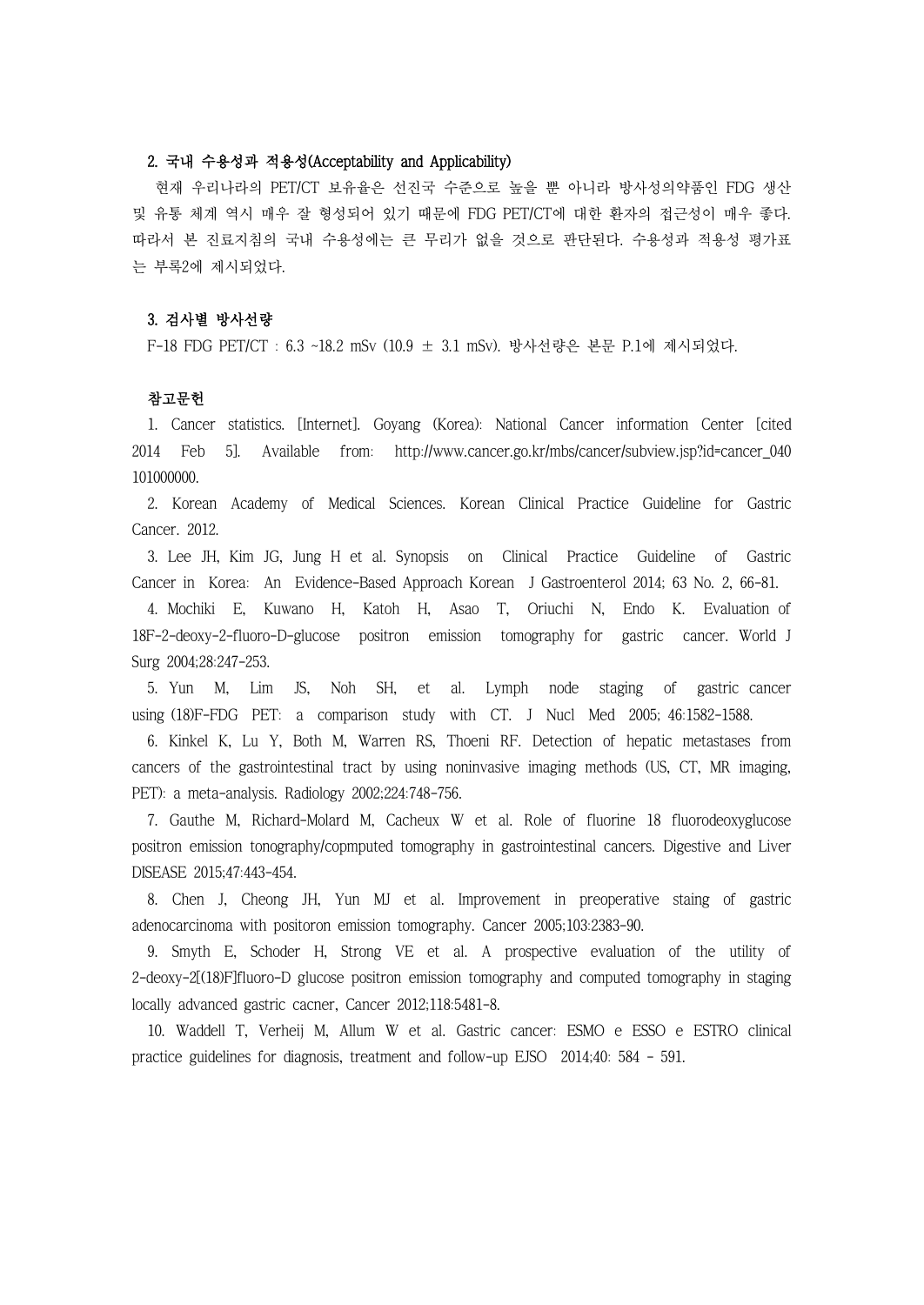## 2. 국내 수용성과 적용성(Acceptability and Applicability)

현재 우리나라의 PET/CT 보유율은 선진국 수준으로 높을 뿐 아니라 방사성의약품인 FDG 생산 및 유통 체계 역시 매우 잘 형성되어 있기 때문에 FDG PET/CT에 대한 환자의 접근성이 매우 좋다. 따라서 본 진료지침의 국내 수용성에는 큰 무리가 없을 것으로 판단된다. 수용성과 적용성 평가표는 부록2에 제시되었다.

## 3. 검사별 방사선량

F-18 FDG PET/CT : 6.3 ~18.2 mSv (10.9 ± 3.1 mSv). 방사선량은 본문 P.1에 제시되었다.

## 참고문헌

1. Cancer statistics. [Internet]. Goyang (Korea): National Cancer information Center [cited 2014 Feb 5]. Available from: http://www.cancer.go.kr/mbs/cancer/subview.jsp?id=cancer_040101000000.
2. Korean Academy of Medical Sciences. Korean Clinical Practice Guideline for Gastric Cancer. 2012.
3. Lee JH, Kim JG, Jung H et al. Synopsis on Clinical Practice Guideline of Gastric Cancer in Korea: An Evidence-Based Approach Korean J Gastroenterol 2014; 63 No. 2, 66-81.
4. Mochiki E, Kuwano H, Katoh H, Asao T, Oriuchi N, Endo K. Evaluation of 18F-2-deoxy-2-fluoro-D-glucose positron emission tomography for gastric cancer. World J Surg 2004;28:247-253.
5. Yun M, Lim JS, Noh SH, et al. Lymph node staging of gastric cancer using (18)F-FDG PET: a comparison study with CT. J Nucl Med 2005; 46:1582-1588.
6. Kinkel K, Lu Y, Both M, Warren RS, Thoeni RF. Detection of hepatic metastases from cancers of the gastrointestinal tract by using noninvasive imaging methods (US, CT, MR imaging, PET): a meta-analysis. Radiology 2002;224:748-756.
7. Gauthe M, Richard-Molard M, Cacheux W et al. Role of fluorine 18 fluorodeoxyglucose positron emission tonography/copmputed tomography in gastrointestinal cancers. Digestive and Liver DISEASE 2015;47:443-454.
8. Chen J, Cheong JH, Yun MJ et al. Improvement in preoperative staing of gastric adenocarcinoma with positoron emission tomography. Cancer 2005;103:2383-90.
9. Smyth E, Schoder H, Strong VE et al. A prospective evaluation of the utility of 2-deoxy-2[(18)F]fluoro-D glucose positron emission tomography and computed tomography in staging locally advanced gastric cacner, Cancer 2012;118:5481-8.
10. Waddell T, Verheij M, Allum W et al. Gastric cancer: ESMO e ESSO e ESTRO clinical practice guidelines for diagnosis, treatment and follow-up EJSO 2014;40: 584 - 591.